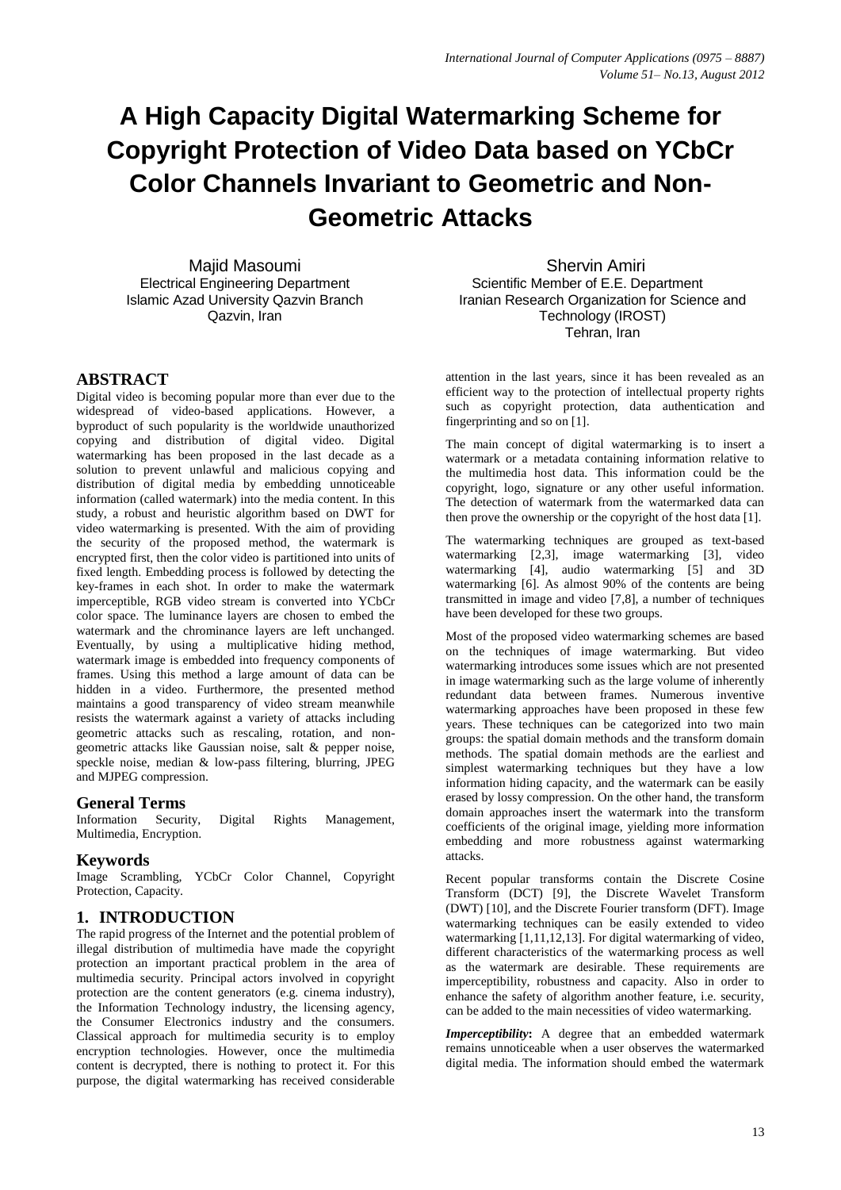# A High Capacity Digital Watermarking Scheme for Copyright Protection of Video Data based on YCbCr Color Channels Invariant to Geometric and Non-Geometric Attacks

Majid Masoumi
Electrical Engineering Department
Islamic Azad University Qazvin Branch
Qazvin, Iran

Shervin Amiri
Scientific Member of E.E. Department
Iranian Research Organization for Science and Technology (IROST)
Tehran, Iran

## ABSTRACT

Digital video is becoming popular more than ever due to the widespread of video-based applications. However, a byproduct of such popularity is the worldwide unauthorized copying and distribution of digital video. Digital watermarking has been proposed in the last decade as a solution to prevent unlawful and malicious copying and distribution of digital media by embedding unnoticeable information (called watermark) into the media content. In this study, a robust and heuristic algorithm based on DWT for video watermarking is presented. With the aim of providing the security of the proposed method, the watermark is encrypted first, then the color video is partitioned into units of fixed length. Embedding process is followed by detecting the key-frames in each shot. In order to make the watermark imperceptible, RGB video stream is converted into YCbCr color space. The luminance layers are chosen to embed the watermark and the chrominance layers are left unchanged. Eventually, by using a multiplicative hiding method, watermark image is embedded into frequency components of frames. Using this method a large amount of data can be hidden in a video. Furthermore, the presented method maintains a good transparency of video stream meanwhile resists the watermark against a variety of attacks including geometric attacks such as rescaling, rotation, and non-geometric attacks like Gaussian noise, salt & pepper noise, speckle noise, median & low-pass filtering, blurring, JPEG and MJPEG compression.

### General Terms

Information Security, Digital Rights Management, Multimedia, Encryption.

### Keywords

Image Scrambling, YCbCr Color Channel, Copyright Protection, Capacity.

## 1. INTRODUCTION

The rapid progress of the Internet and the potential problem of illegal distribution of multimedia have made the copyright protection an important practical problem in the area of multimedia security. Principal actors involved in copyright protection are the content generators (e.g. cinema industry), the Information Technology industry, the licensing agency, the Consumer Electronics industry and the consumers. Classical approach for multimedia security is to employ encryption technologies. However, once the multimedia content is decrypted, there is nothing to protect it. For this purpose, the digital watermarking has received considerable attention in the last years, since it has been revealed as an efficient way to the protection of intellectual property rights such as copyright protection, data authentication and fingerprinting and so on [1].

The main concept of digital watermarking is to insert a watermark or a metadata containing information relative to the multimedia host data. This information could be the copyright, logo, signature or any other useful information. The detection of watermark from the watermarked data can then prove the ownership or the copyright of the host data [1].

The watermarking techniques are grouped as text-based watermarking [2,3], image watermarking [3], video watermarking [4], audio watermarking [5] and 3D watermarking [6]. As almost 90% of the contents are being transmitted in image and video [7,8], a number of techniques have been developed for these two groups.

Most of the proposed video watermarking schemes are based on the techniques of image watermarking. But video watermarking introduces some issues which are not presented in image watermarking such as the large volume of inherently redundant data between frames. Numerous inventive watermarking approaches have been proposed in these few years. These techniques can be categorized into two main groups: the spatial domain methods and the transform domain methods. The spatial domain methods are the earliest and simplest watermarking techniques but they have a low information hiding capacity, and the watermark can be easily erased by lossy compression. On the other hand, the transform domain approaches insert the watermark into the transform coefficients of the original image, yielding more information embedding and more robustness against watermarking attacks.

Recent popular transforms contain the Discrete Cosine Transform (DCT) [9], the Discrete Wavelet Transform (DWT) [10], and the Discrete Fourier transform (DFT). Image watermarking techniques can be easily extended to video watermarking [1,11,12,13]. For digital watermarking of video, different characteristics of the watermarking process as well as the watermark are desirable. These requirements are imperceptibility, robustness and capacity. Also in order to enhance the safety of algorithm another feature, i.e. security, can be added to the main necessities of video watermarking.

***Imperceptibility*:** A degree that an embedded watermark remains unnoticeable when a user observes the watermarked digital media. The information should embed the watermark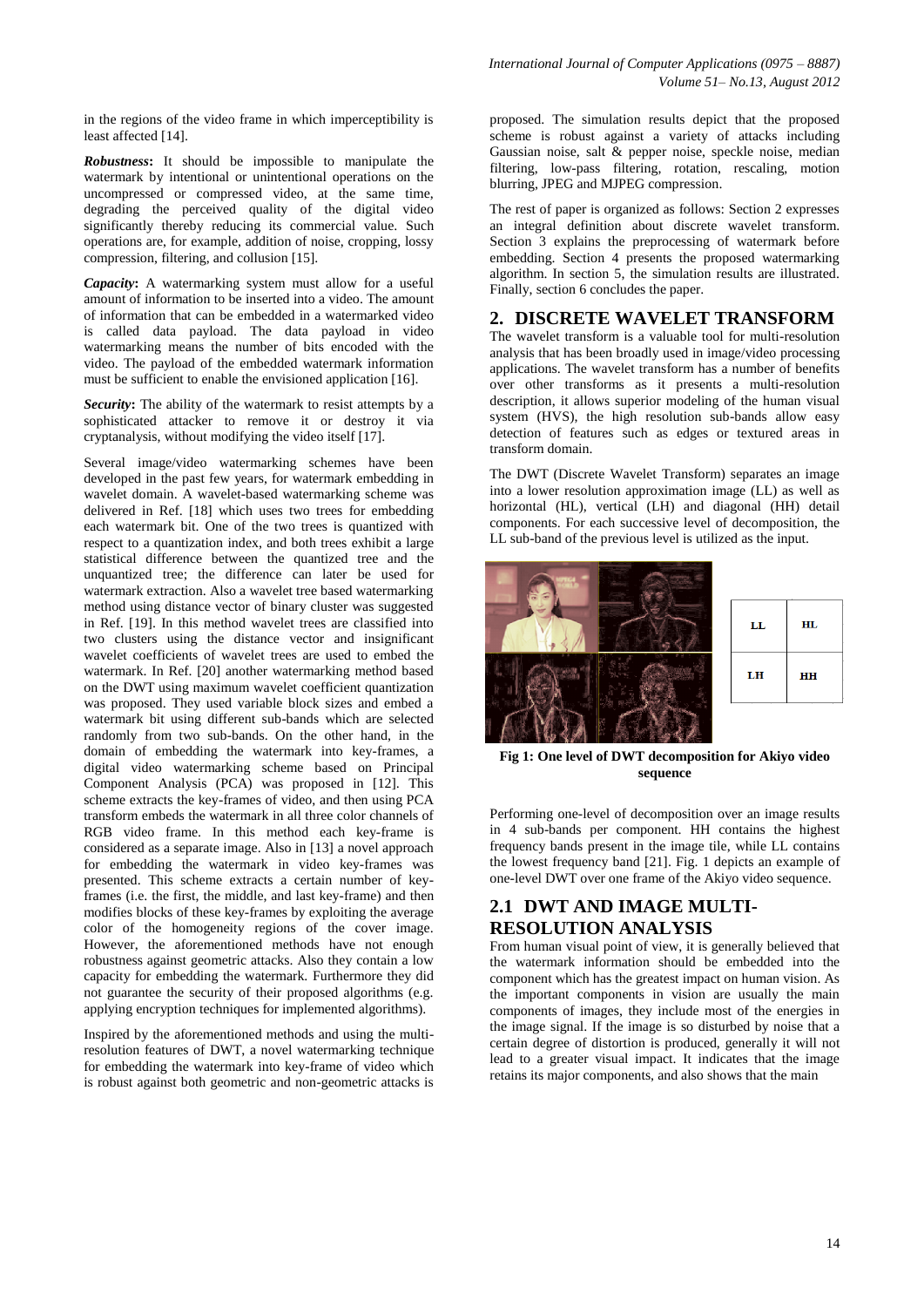in the regions of the video frame in which imperceptibility is least affected [14].

***Robustness*:** It should be impossible to manipulate the watermark by intentional or unintentional operations on the uncompressed or compressed video, at the same time, degrading the perceived quality of the digital video significantly thereby reducing its commercial value. Such operations are, for example, addition of noise, cropping, lossy compression, filtering, and collusion [15].

***Capacity*:** A watermarking system must allow for a useful amount of information to be inserted into a video. The amount of information that can be embedded in a watermarked video is called data payload. The data payload in video watermarking means the number of bits encoded with the video. The payload of the embedded watermark information must be sufficient to enable the envisioned application [16].

***Security*:** The ability of the watermark to resist attempts by a sophisticated attacker to remove it or destroy it via cryptanalysis, without modifying the video itself [17].

Several image/video watermarking schemes have been developed in the past few years, for watermark embedding in wavelet domain. A wavelet-based watermarking scheme was delivered in Ref. [18] which uses two trees for embedding each watermark bit. One of the two trees is quantized with respect to a quantization index, and both trees exhibit a large statistical difference between the quantized tree and the unquantized tree; the difference can later be used for watermark extraction. Also a wavelet tree based watermarking method using distance vector of binary cluster was suggested in Ref. [19]. In this method wavelet trees are classified into two clusters using the distance vector and insignificant wavelet coefficients of wavelet trees are used to embed the watermark. In Ref. [20] another watermarking method based on the DWT using maximum wavelet coefficient quantization was proposed. They used variable block sizes and embed a watermark bit using different sub-bands which are selected randomly from two sub-bands. On the other hand, in the domain of embedding the watermark into key-frames, a digital video watermarking scheme based on Principal Component Analysis (PCA) was proposed in [12]. This scheme extracts the key-frames of video, and then using PCA transform embeds the watermark in all three color channels of RGB video frame. In this method each key-frame is considered as a separate image. Also in [13] a novel approach for embedding the watermark in video key-frames was presented. This scheme extracts a certain number of key-frames (i.e. the first, the middle, and last key-frame) and then modifies blocks of these key-frames by exploiting the average color of the homogeneity regions of the cover image. However, the aforementioned methods have not enough robustness against geometric attacks. Also they contain a low capacity for embedding the watermark. Furthermore they did not guarantee the security of their proposed algorithms (e.g. applying encryption techniques for implemented algorithms).

Inspired by the aforementioned methods and using the multi-resolution features of DWT, a novel watermarking technique for embedding the watermark into key-frame of video which is robust against both geometric and non-geometric attacks is proposed. The simulation results depict that the proposed scheme is robust against a variety of attacks including Gaussian noise, salt & pepper noise, speckle noise, median filtering, low-pass filtering, rotation, rescaling, motion blurring, JPEG and MJPEG compression.

The rest of paper is organized as follows: Section 2 expresses an integral definition about discrete wavelet transform. Section 3 explains the preprocessing of watermark before embedding. Section 4 presents the proposed watermarking algorithm. In section 5, the simulation results are illustrated. Finally, section 6 concludes the paper.

## 2. DISCRETE WAVELET TRANSFORM

The wavelet transform is a valuable tool for multi-resolution analysis that has been broadly used in image/video processing applications. The wavelet transform has a number of benefits over other transforms as it presents a multi-resolution description, it allows superior modeling of the human visual system (HVS), the high resolution sub-bands allow easy detection of features such as edges or textured areas in transform domain.

The DWT (Discrete Wavelet Transform) separates an image into a lower resolution approximation image (LL) as well as horizontal (HL), vertical (LH) and diagonal (HH) detail components. For each successive level of decomposition, the LL sub-band of the previous level is utilized as the input.

| LL | HL |
|---|---|
| LH | HH |

**Fig 1: One level of DWT decomposition for Akiyo video sequence**

Performing one-level of decomposition over an image results in 4 sub-bands per component. HH contains the highest frequency bands present in the image tile, while LL contains the lowest frequency band [21]. Fig. 1 depicts an example of one-level DWT over one frame of the Akiyo video sequence.

### 2.1 DWT AND IMAGE MULTI-RESOLUTION ANALYSIS

From human visual point of view, it is generally believed that the watermark information should be embedded into the component which has the greatest impact on human vision. As the important components in vision are usually the main components of images, they include most of the energies in the image signal. If the image is so disturbed by noise that a certain degree of distortion is produced, generally it will not lead to a greater visual impact. It indicates that the image retains its major components, and also shows that the main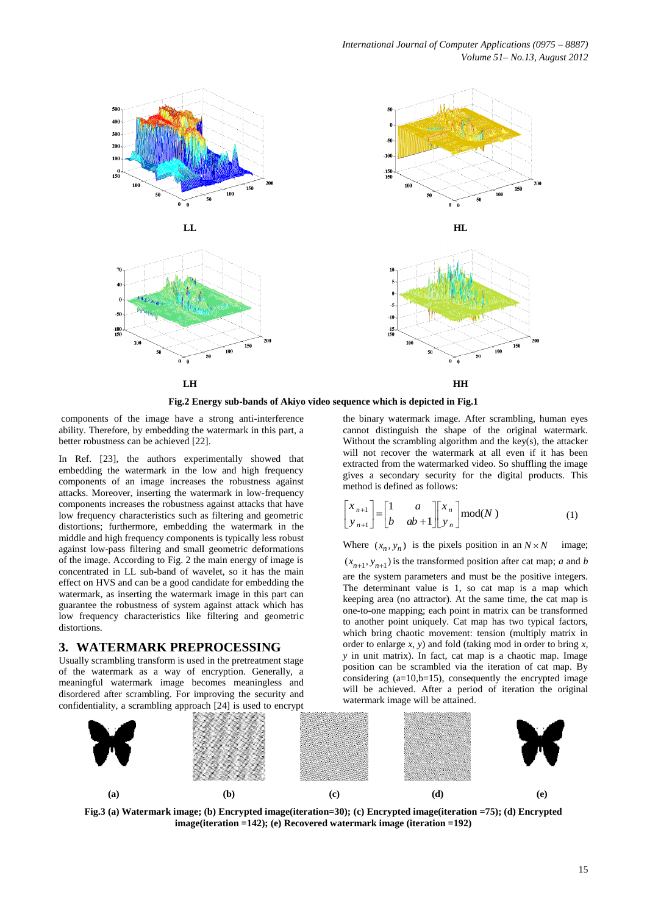LL

HL

LH

HH

**Fig.2 Energy sub-bands of Akiyo video sequence which is depicted in Fig.1**

components of the image have a strong anti-interference ability. Therefore, by embedding the watermark in this part, a better robustness can be achieved [22].

In Ref. [23], the authors experimentally showed that embedding the watermark in the low and high frequency components of an image increases the robustness against attacks. Moreover, inserting the watermark in low-frequency components increases the robustness against attacks that have low frequency characteristics such as filtering and geometric distortions; furthermore, embedding the watermark in the middle and high frequency components is typically less robust against low-pass filtering and small geometric deformations of the image. According to Fig. 2 the main energy of image is concentrated in LL sub-band of wavelet, so it has the main effect on HVS and can be a good candidate for embedding the watermark, as inserting the watermark image in this part can guarantee the robustness of system against attack which has low frequency characteristics like filtering and geometric distortions.

## 3. WATERMARK PREPROCESSING

Usually scrambling transform is used in the pretreatment stage of the watermark as a way of encryption. Generally, a meaningful watermark image becomes meaningless and disordered after scrambling. For improving the security and confidentiality, a scrambling approach [24] is used to encrypt the binary watermark image. After scrambling, human eyes cannot distinguish the shape of the original watermark. Without the scrambling algorithm and the key(s), the attacker will not recover the watermark at all even if it has been extracted from the watermarked video. So shuffling the image gives a secondary security for the digital products. This method is defined as follows:

$$\begin{bmatrix} x_{n+1} \\ y_{n+1} \end{bmatrix} = \begin{bmatrix} 1 & a \\ b & ab+1 \end{bmatrix} \begin{bmatrix} x_n \\ y_n \end{bmatrix} \text{mod}(N) \tag{1}$$

Where $(x_n, y_n)$ is the pixels position in an $N \times N$ image; $(x_{n+1}, y_{n+1})$ is the transformed position after cat map; *a* and *b* are the system parameters and must be the positive integers. The determinant value is 1, so cat map is a map which keeping area (no attractor). At the same time, the cat map is one-to-one mapping; each point in matrix can be transformed to another point uniquely. Cat map has two typical factors, which bring chaotic movement: tension (multiply matrix in order to enlarge *x*, *y*) and fold (taking mod in order to bring *x*, *y* in unit matrix). In fact, cat map is a chaotic map. Image position can be scrambled via the iteration of cat map. By considering (a=10,b=15), consequently the encrypted image will be achieved. After a period of iteration the original watermark image will be attained.

(a) (b) (c) (d) (e)

**Fig.3 (a) Watermark image; (b) Encrypted image(iteration=30); (c) Encrypted image(iteration =75); (d) Encrypted image(iteration =142); (e) Recovered watermark image (iteration =192)**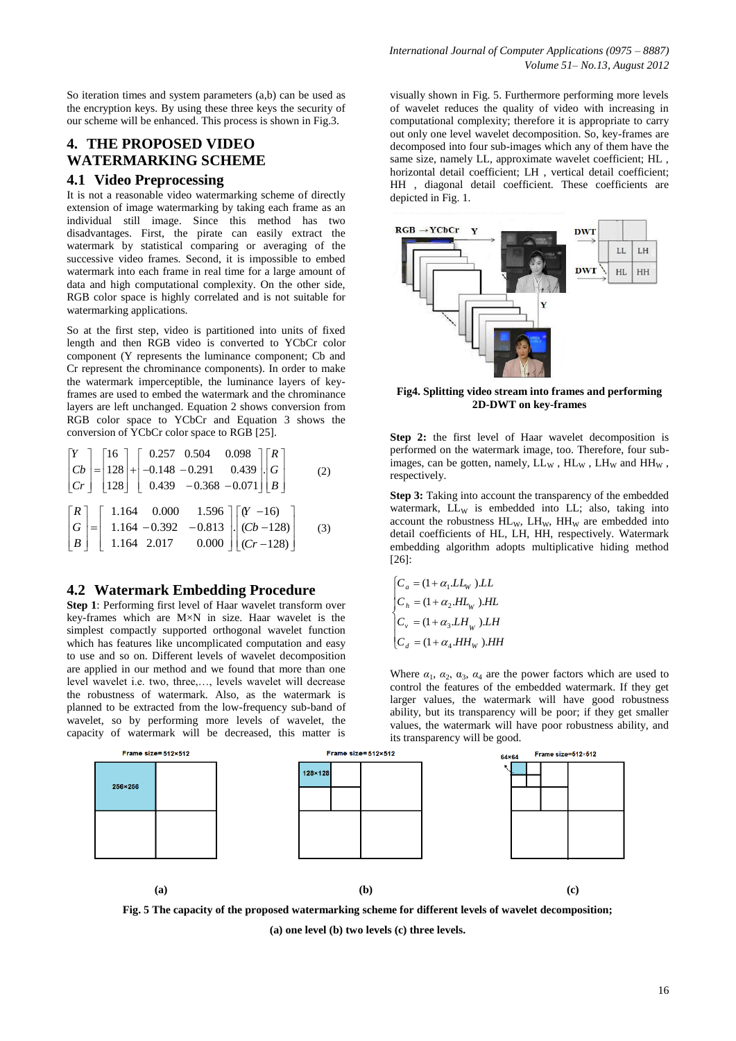So iteration times and system parameters (a,b) can be used as the encryption keys. By using these three keys the security of our scheme will be enhanced. This process is shown in Fig.3.

# 4. THE PROPOSED VIDEO WATERMARKING SCHEME

## 4.1 Video Preprocessing

It is not a reasonable video watermarking scheme of directly extension of image watermarking by taking each frame as an individual still image. Since this method has two disadvantages. First, the pirate can easily extract the watermark by statistical comparing or averaging of the successive video frames. Second, it is impossible to embed watermark into each frame in real time for a large amount of data and high computational complexity. On the other side, RGB color space is highly correlated and is not suitable for watermarking applications.

So at the first step, video is partitioned into units of fixed length and then RGB video is converted to YCbCr color component (Y represents the luminance component; Cb and Cr represent the chrominance components). In order to make the watermark imperceptible, the luminance layers of key-frames are used to embed the watermark and the chrominance layers are left unchanged. Equation 2 shows conversion from RGB color space to YCbCr and Equation 3 shows the conversion of YCbCr color space to RGB [25].

$$\begin{bmatrix} Y \\ Cb \\ Cr \end{bmatrix} = \begin{bmatrix} 16 \\ 128 \\ 128 \end{bmatrix} + \begin{bmatrix} 0.257 & 0.504 & 0.098 \\ -0.148 & -0.291 & 0.439 \\ 0.439 & -0.368 & -0.071 \end{bmatrix} . \begin{bmatrix} R \\ G \\ B \end{bmatrix} \quad (2)$$

$$\begin{bmatrix} R \\ G \\ B \end{bmatrix} = \begin{bmatrix} 1.164 & 0.000 & 1.596 \\ 1.164 & -0.392 & -0.813 \\ 1.164 & 2.017 & 0.000 \end{bmatrix} . \begin{bmatrix} (Y-16) \\ (Cb-128) \\ (Cr-128) \end{bmatrix} \quad (3)$$

## 4.2 Watermark Embedding Procedure

**Step 1**: Performing first level of Haar wavelet transform over key-frames which are M×N in size. Haar wavelet is the simplest compactly supported orthogonal wavelet function which has features like uncomplicated computation and easy to use and so on. Different levels of wavelet decomposition are applied in our method and we found that more than one level wavelet i.e. two, three,…, levels wavelet will decrease the robustness of watermark. Also, as the watermark is planned to be extracted from the low-frequency sub-band of wavelet, so by performing more levels of wavelet, the capacity of watermark will be decreased, this matter is visually shown in Fig. 5. Furthermore performing more levels of wavelet reduces the quality of video with increasing in computational complexity; therefore it is appropriate to carry out only one level wavelet decomposition. So, key-frames are decomposed into four sub-images which any of them have the same size, namely LL, approximate wavelet coefficient; HL , horizontal detail coefficient; LH , vertical detail coefficient; HH , diagonal detail coefficient. These coefficients are depicted in Fig. 1.

**Fig4. Splitting video stream into frames and performing 2D-DWT on key-frames**

**Step 2:** the first level of Haar wavelet decomposition is performed on the watermark image, too. Therefore, four sub-images can be gotten, namely, $LL_W$ , $HL_W$ , $LH_W$ and $HH_W$ , respectively.

**Step 3:** Taking into account the transparency of the embedded watermark, $LL_W$ is embedded into LL; also, taking into account the robustness $HL_W$, $LH_W$, $HH_W$ are embedded into detail coefficients of HL, LH, HH, respectively. Watermark embedding algorithm adopts multiplicative hiding method [26]:

$$\begin{cases} C_a = (1+\alpha_1.LL_W).LL \\ C_h = (1+\alpha_2.HL_W).HL \\ C_v = (1+\alpha_3.LH_W).LH \\ C_d = (1+\alpha_4.HH_W).HH \end{cases}$$

Where $\alpha_1$, $\alpha_2$, $\alpha_3$, $\alpha_4$ are the power factors which are used to control the features of the embedded watermark. If they get larger values, the watermark will have good robustness ability, but its transparency will be poor; if they get smaller values, the watermark will have poor robustness ability, and its transparency will be good.

**Fig. 5 The capacity of the proposed watermarking scheme for different levels of wavelet decomposition; (a) one level (b) two levels (c) three levels.**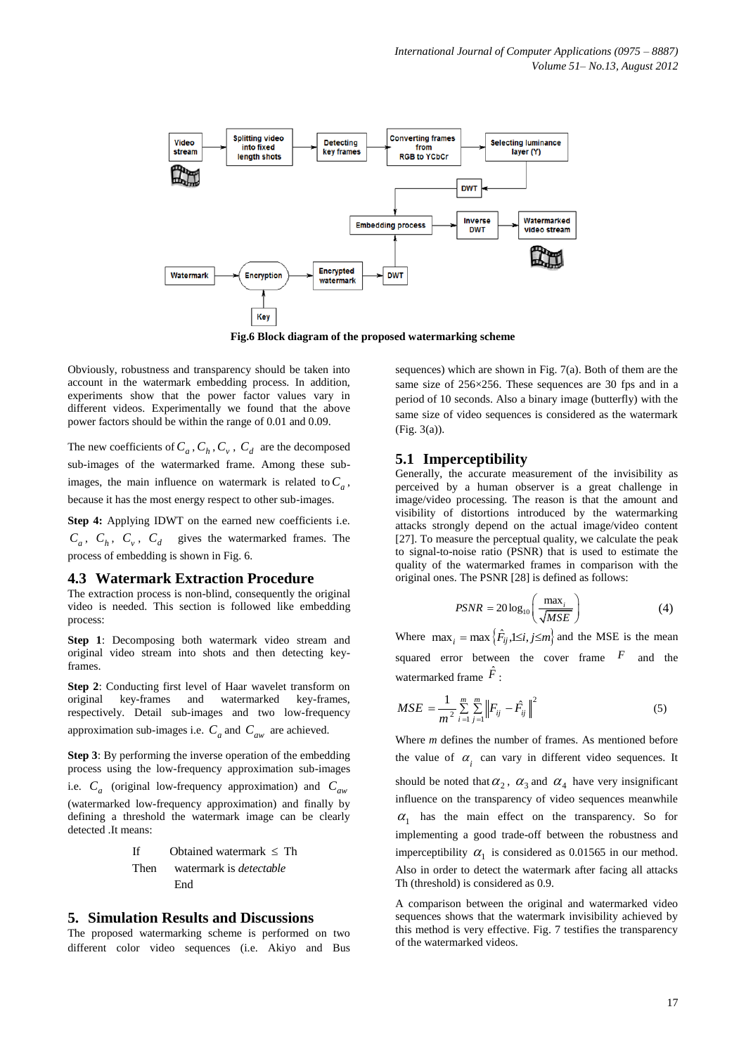Fig.6 Block diagram of the proposed watermarking scheme

Obviously, robustness and transparency should be taken into account in the watermark embedding process. In addition, experiments show that the power factor values vary in different videos. Experimentally we found that the above power factors should be within the range of 0.01 and 0.09.

The new coefficients of $C_a, C_h, C_v, C_d$ are the decomposed sub-images of the watermarked frame. Among these sub-images, the main influence on watermark is related to $C_a$, because it has the most energy respect to other sub-images.

**Step 4:** Applying IDWT on the earned new coefficients i.e. $C_a$, $C_h$, $C_v$, $C_d$ gives the watermarked frames. The process of embedding is shown in Fig. 6.

### 4.3 Watermark Extraction Procedure

The extraction process is non-blind, consequently the original video is needed. This section is followed like embedding process:

**Step 1**: Decomposing both watermark video stream and original video stream into shots and then detecting key-frames.

**Step 2**: Conducting first level of Haar wavelet transform on original key-frames and watermarked key-frames, respectively. Detail sub-images and two low-frequency approximation sub-images i.e. $C_a$ and $C_{aw}$ are achieved.

**Step 3**: By performing the inverse operation of the embedding process using the low-frequency approximation sub-images i.e. $C_a$ (original low-frequency approximation) and $C_{aw}$ (watermarked low-frequency approximation) and finally by defining a threshold the watermark image can be clearly detected .It means:

If Obtained watermark $\leq$ Th
Then watermark is *detectable*
End

## 5. Simulation Results and Discussions

The proposed watermarking scheme is performed on two different color video sequences (i.e. Akiyo and Bus sequences) which are shown in Fig. 7(a). Both of them are the same size of 256×256. These sequences are 30 fps and in a period of 10 seconds. Also a binary image (butterfly) with the same size of video sequences is considered as the watermark (Fig. 3(a)).

### 5.1 Imperceptibility

Generally, the accurate measurement of the invisibility as perceived by a human observer is a great challenge in image/video processing. The reason is that the amount and visibility of distortions introduced by the watermarking attacks strongly depend on the actual image/video content [27]. To measure the perceptual quality, we calculate the peak to signal-to-noise ratio (PSNR) that is used to estimate the quality of the watermarked frames in comparison with the original ones. The PSNR [28] is defined as follows:

$$PSNR = 20\log_{10}\left(\frac{\max_i}{\sqrt{MSE}}\right) \tag{4}$$

Where $\max_i = \max\{\hat{F}_{ij}, 1 \leq i, j \leq m\}$ and the MSE is the mean squared error between the cover frame $F$ and the watermarked frame $\hat{F}$:

$$MSE = \frac{1}{m^2}\sum_{i=1}^{m}\sum_{j=1}^{m}\left\|F_{ij} - \hat{F}_{ij}\right\|^2 \tag{5}$$

Where *m* defines the number of frames. As mentioned before the value of $\alpha_i$ can vary in different video sequences. It should be noted that $\alpha_2$, $\alpha_3$ and $\alpha_4$ have very insignificant influence on the transparency of video sequences meanwhile $\alpha_1$ has the main effect on the transparency. So for implementing a good trade-off between the robustness and imperceptibility $\alpha_1$ is considered as 0.01565 in our method. Also in order to detect the watermark after facing all attacks Th (threshold) is considered as 0.9.

A comparison between the original and watermarked video sequences shows that the watermark invisibility achieved by this method is very effective. Fig. 7 testifies the transparency of the watermarked videos.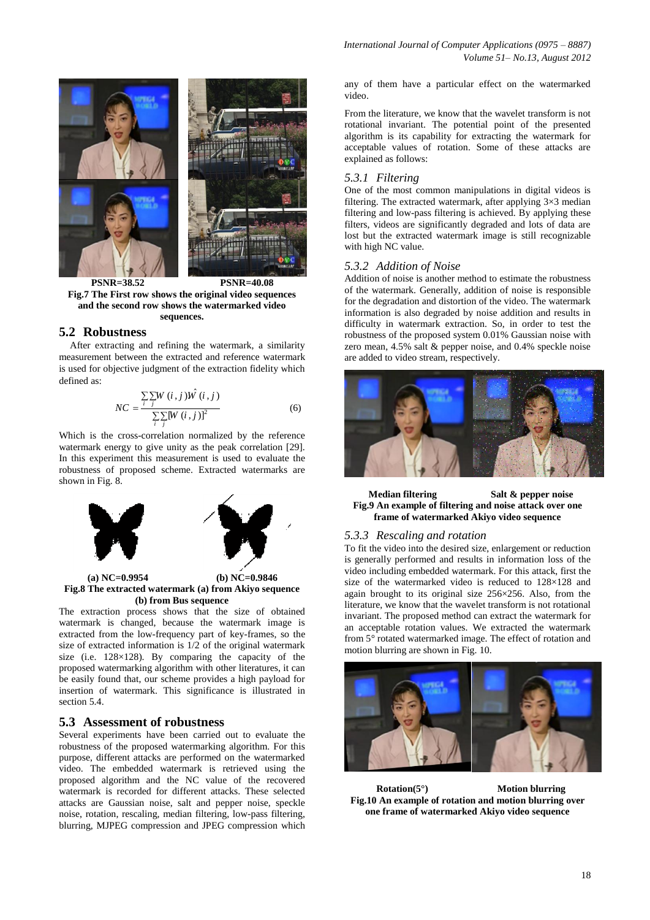PSNR=38.52 PSNR=40.08

**Fig.7 The First row shows the original video sequences and the second row shows the watermarked video sequences.**

## 5.2 Robustness

After extracting and refining the watermark, a similarity measurement between the extracted and reference watermark is used for objective judgment of the extraction fidelity which defined as:

$$NC = \frac{\sum_i \sum_j W(i,j)\hat{W}(i,j)}{\sum_i \sum_j [W(i,j)]^2} \quad (6)$$

Which is the cross-correlation normalized by the reference watermark energy to give unity as the peak correlation [29]. In this experiment this measurement is used to evaluate the robustness of proposed scheme. Extracted watermarks are shown in Fig. 8.

(a) NC=0.9954 (b) NC=0.9846

**Fig.8 The extracted watermark (a) from Akiyo sequence (b) from Bus sequence**

The extraction process shows that the size of obtained watermark is changed, because the watermark image is extracted from the low-frequency part of key-frames, so the size of extracted information is 1/2 of the original watermark size (i.e. 128×128). By comparing the capacity of the proposed watermarking algorithm with other literatures, it can be easily found that, our scheme provides a high payload for insertion of watermark. This significance is illustrated in section 5.4.

## 5.3 Assessment of robustness

Several experiments have been carried out to evaluate the robustness of the proposed watermarking algorithm. For this purpose, different attacks are performed on the watermarked video. The embedded watermark is retrieved using the proposed algorithm and the NC value of the recovered watermark is recorded for different attacks. These selected attacks are Gaussian noise, salt and pepper noise, speckle noise, rotation, rescaling, median filtering, low-pass filtering, blurring, MJPEG compression and JPEG compression which any of them have a particular effect on the watermarked video.

From the literature, we know that the wavelet transform is not rotational invariant. The potential point of the presented algorithm is its capability for extracting the watermark for acceptable values of rotation. Some of these attacks are explained as follows:

### 5.3.1 *Filtering*

One of the most common manipulations in digital videos is filtering. The extracted watermark, after applying 3×3 median filtering and low-pass filtering is achieved. By applying these filters, videos are significantly degraded and lots of data are lost but the extracted watermark image is still recognizable with high NC value.

### 5.3.2 *Addition of Noise*

Addition of noise is another method to estimate the robustness of the watermark. Generally, addition of noise is responsible for the degradation and distortion of the video. The watermark information is also degraded by noise addition and results in difficulty in watermark extraction. So, in order to test the robustness of the proposed system 0.01% Gaussian noise with zero mean, 4.5% salt & pepper noise, and 0.4% speckle noise are added to video stream, respectively.

Median filtering Salt & pepper noise

**Fig.9 An example of filtering and noise attack over one frame of watermarked Akiyo video sequence**

### 5.3.3 *Rescaling and rotation*

To fit the video into the desired size, enlargement or reduction is generally performed and results in information loss of the video including embedded watermark. For this attack, first the size of the watermarked video is reduced to 128×128 and again brought to its original size 256×256. Also, from the literature, we know that the wavelet transform is not rotational invariant. The proposed method can extract the watermark for an acceptable rotation values. We extracted the watermark from 5° rotated watermarked image. The effect of rotation and motion blurring are shown in Fig. 10.

Rotation(5°) Motion blurring

**Fig.10 An example of rotation and motion blurring over one frame of watermarked Akiyo video sequence**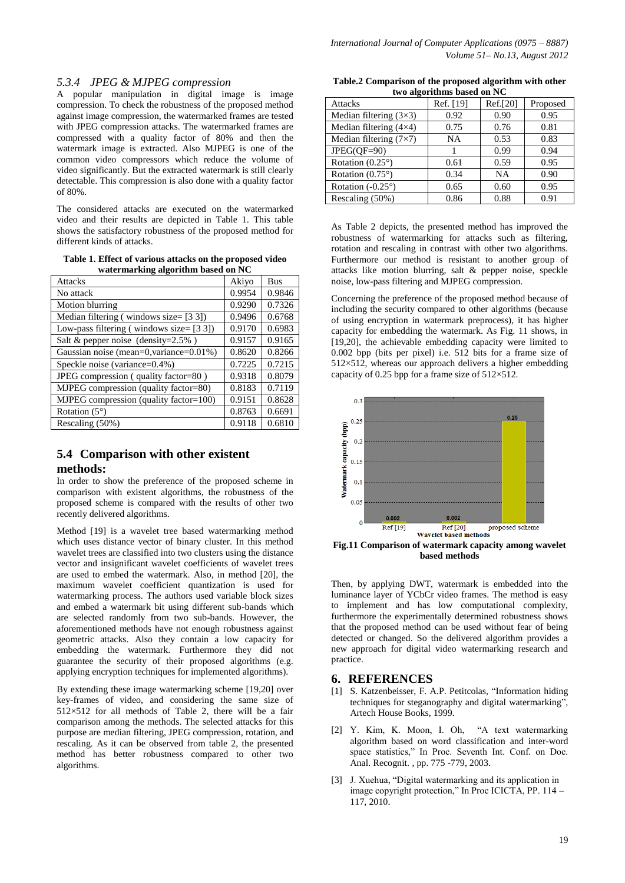### 5.3.4 JPEG & MJPEG compression

A popular manipulation in digital image is image compression. To check the robustness of the proposed method against image compression, the watermarked frames are tested with JPEG compression attacks. The watermarked frames are compressed with a quality factor of 80% and then the watermark image is extracted. Also MJPEG is one of the common video compressors which reduce the volume of video significantly. But the extracted watermark is still clearly detectable. This compression is also done with a quality factor of 80%.

The considered attacks are executed on the watermarked video and their results are depicted in Table 1. This table shows the satisfactory robustness of the proposed method for different kinds of attacks.

**Table 1. Effect of various attacks on the proposed video watermarking algorithm based on NC**

| Attacks | Akiyo | Bus |
|---|---|---|
| No attack | 0.9954 | 0.9846 |
| Motion blurring | 0.9290 | 0.7326 |
| Median filtering ( windows size= [3 3]) | 0.9496 | 0.6768 |
| Low-pass filtering ( windows size= [3 3]) | 0.9170 | 0.6983 |
| Salt & pepper noise (density=2.5% ) | 0.9157 | 0.9165 |
| Gaussian noise (mean=0,variance=0.01%) | 0.8620 | 0.8266 |
| Speckle noise (variance=0.4%) | 0.7225 | 0.7215 |
| JPEG compression ( quality factor=80 ) | 0.9318 | 0.8079 |
| MJPEG compression (quality factor=80) | 0.8183 | 0.7119 |
| MJPEG compression (quality factor=100) | 0.9151 | 0.8628 |
| Rotation (5°) | 0.8763 | 0.6691 |
| Rescaling (50%) | 0.9118 | 0.6810 |

## 5.4 Comparison with other existent methods:

In order to show the preference of the proposed scheme in comparison with existent algorithms, the robustness of the proposed scheme is compared with the results of other two recently delivered algorithms.

Method [19] is a wavelet tree based watermarking method which uses distance vector of binary cluster. In this method wavelet trees are classified into two clusters using the distance vector and insignificant wavelet coefficients of wavelet trees are used to embed the watermark. Also, in method [20], the maximum wavelet coefficient quantization is used for watermarking process. The authors used variable block sizes and embed a watermark bit using different sub-bands which are selected randomly from two sub-bands. However, the aforementioned methods have not enough robustness against geometric attacks. Also they contain a low capacity for embedding the watermark. Furthermore they did not guarantee the security of their proposed algorithms (e.g. applying encryption techniques for implemented algorithms).

By extending these image watermarking scheme [19,20] over key-frames of video, and considering the same size of 512×512 for all methods of Table 2, there will be a fair comparison among the methods. The selected attacks for this purpose are median filtering, JPEG compression, rotation, and rescaling. As it can be observed from table 2, the presented method has better robustness compared to other two algorithms.

**Table.2 Comparison of the proposed algorithm with other two algorithms based on NC**

| Attacks | Ref. [19] | Ref.[20] | Proposed |
|---|---|---|---|
| Median filtering (3×3) | 0.92 | 0.90 | 0.95 |
| Median filtering (4×4) | 0.75 | 0.76 | 0.81 |
| Median filtering (7×7) | NA | 0.53 | 0.83 |
| JPEG(QF=90) | 1 | 0.99 | 0.94 |
| Rotation (0.25°) | 0.61 | 0.59 | 0.95 |
| Rotation (0.75°) | 0.34 | NA | 0.90 |
| Rotation (-0.25°) | 0.65 | 0.60 | 0.95 |
| Rescaling (50%) | 0.86 | 0.88 | 0.91 |

As Table 2 depicts, the presented method has improved the robustness of watermarking for attacks such as filtering, rotation and rescaling in contrast with other two algorithms. Furthermore our method is resistant to another group of attacks like motion blurring, salt & pepper noise, speckle noise, low-pass filtering and MJPEG compression.

Concerning the preference of the proposed method because of including the security compared to other algorithms (because of using encryption in watermark preprocess), it has higher capacity for embedding the watermark. As Fig. 11 shows, in [19,20], the achievable embedding capacity were limited to 0.002 bpp (bits per pixel) i.e. 512 bits for a frame size of 512×512, whereas our approach delivers a higher embedding capacity of 0.25 bpp for a frame size of 512×512.

**Fig.11 Comparison of watermark capacity among wavelet based methods**

Then, by applying DWT, watermark is embedded into the luminance layer of YCbCr video frames. The method is easy to implement and has low computational complexity, furthermore the experimentally determined robustness shows that the proposed method can be used without fear of being detected or changed. So the delivered algorithm provides a new approach for digital video watermarking research and practice.

# 6. REFERENCES

[1] S. Katzenbeisser, F. A.P. Petitcolas, "Information hiding techniques for steganography and digital watermarking", Artech House Books, 1999.

[2] Y. Kim, K. Moon, I. Oh, "A text watermarking algorithm based on word classification and inter-word space statistics," In Proc. Seventh Int. Conf. on Doc. Anal. Recognit. , pp. 775 -779, 2003.

[3] J. Xuehua, "Digital watermarking and its application in image copyright protection," In Proc ICICTA, PP. 114 – 117, 2010.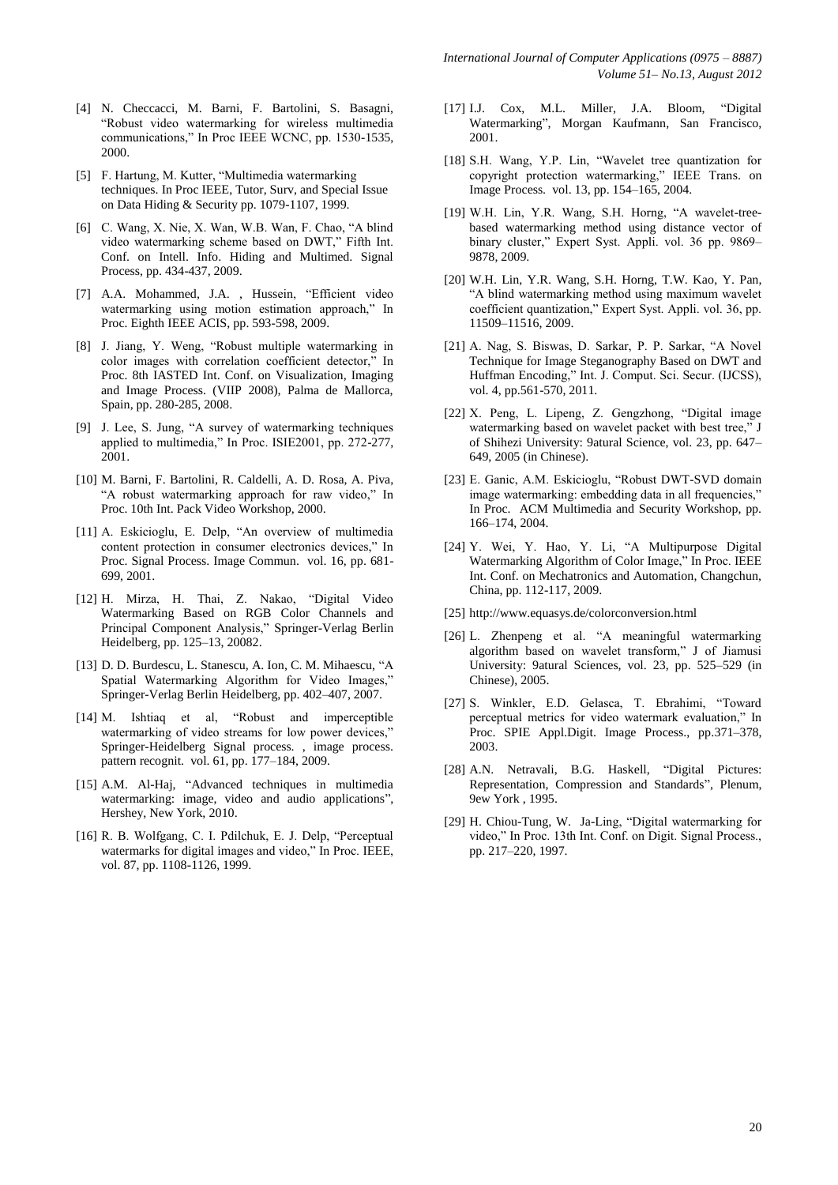[4] N. Checcacci, M. Barni, F. Bartolini, S. Basagni, "Robust video watermarking for wireless multimedia communications," In Proc IEEE WCNC, pp. 1530-1535, 2000.

[5] F. Hartung, M. Kutter, "Multimedia watermarking techniques. In Proc IEEE, Tutor, Surv, and Special Issue on Data Hiding & Security pp. 1079-1107, 1999.

[6] C. Wang, X. Nie, X. Wan, W.B. Wan, F. Chao, "A blind video watermarking scheme based on DWT," Fifth Int. Conf. on Intell. Info. Hiding and Multimed. Signal Process, pp. 434-437, 2009.

[7] A.A. Mohammed, J.A. , Hussein, "Efficient video watermarking using motion estimation approach," In Proc. Eighth IEEE ACIS, pp. 593-598, 2009.

[8] J. Jiang, Y. Weng, "Robust multiple watermarking in color images with correlation coefficient detector," In Proc. 8th IASTED Int. Conf. on Visualization, Imaging and Image Process. (VIIP 2008), Palma de Mallorca, Spain, pp. 280-285, 2008.

[9] J. Lee, S. Jung, "A survey of watermarking techniques applied to multimedia," In Proc. ISIE2001, pp. 272-277, 2001.

[10] M. Barni, F. Bartolini, R. Caldelli, A. D. Rosa, A. Piva, "A robust watermarking approach for raw video," In Proc. 10th Int. Pack Video Workshop, 2000.

[11] A. Eskicioglu, E. Delp, "An overview of multimedia content protection in consumer electronics devices," In Proc. Signal Process. Image Commun. vol. 16, pp. 681-699, 2001.

[12] H. Mirza, H. Thai, Z. Nakao, "Digital Video Watermarking Based on RGB Color Channels and Principal Component Analysis," Springer-Verlag Berlin Heidelberg, pp. 125–13, 20082.

[13] D. D. Burdescu, L. Stanescu, A. Ion, C. M. Mihaescu, "A Spatial Watermarking Algorithm for Video Images," Springer-Verlag Berlin Heidelberg, pp. 402–407, 2007.

[14] M. Ishtiaq et al, "Robust and imperceptible watermarking of video streams for low power devices," Springer-Heidelberg Signal process. , image process. pattern recognit. vol. 61, pp. 177–184, 2009.

[15] A.M. Al-Haj, "Advanced techniques in multimedia watermarking: image, video and audio applications", Hershey, New York, 2010.

[16] R. B. Wolfgang, C. I. Pdilchuk, E. J. Delp, "Perceptual watermarks for digital images and video," In Proc. IEEE, vol. 87, pp. 1108-1126, 1999.

[17] I.J. Cox, M.L. Miller, J.A. Bloom, "Digital Watermarking", Morgan Kaufmann, San Francisco, 2001.

[18] S.H. Wang, Y.P. Lin, "Wavelet tree quantization for copyright protection watermarking," IEEE Trans. on Image Process. vol. 13, pp. 154–165, 2004.

[19] W.H. Lin, Y.R. Wang, S.H. Horng, "A wavelet-tree-based watermarking method using distance vector of binary cluster," Expert Syst. Appli. vol. 36 pp. 9869–9878, 2009.

[20] W.H. Lin, Y.R. Wang, S.H. Horng, T.W. Kao, Y. Pan, "A blind watermarking method using maximum wavelet coefficient quantization," Expert Syst. Appli. vol. 36, pp. 11509–11516, 2009.

[21] A. Nag, S. Biswas, D. Sarkar, P. P. Sarkar, "A Novel Technique for Image Steganography Based on DWT and Huffman Encoding," Int. J. Comput. Sci. Secur. (IJCSS), vol. 4, pp.561-570, 2011.

[22] X. Peng, L. Lipeng, Z. Gengzhong, "Digital image watermarking based on wavelet packet with best tree," J of Shihezi University: 9atural Science, vol. 23, pp. 647–649, 2005 (in Chinese).

[23] E. Ganic, A.M. Eskicioglu, "Robust DWT-SVD domain image watermarking: embedding data in all frequencies," In Proc. ACM Multimedia and Security Workshop, pp. 166–174, 2004.

[24] Y. Wei, Y. Hao, Y. Li, "A Multipurpose Digital Watermarking Algorithm of Color Image," In Proc. IEEE Int. Conf. on Mechatronics and Automation, Changchun, China, pp. 112-117, 2009.

[25] http://www.equasys.de/colorconversion.html

[26] L. Zhenpeng et al. "A meaningful watermarking algorithm based on wavelet transform," J of Jiamusi University: 9atural Sciences, vol. 23, pp. 525–529 (in Chinese), 2005.

[27] S. Winkler, E.D. Gelasca, T. Ebrahimi, "Toward perceptual metrics for video watermark evaluation," In Proc. SPIE Appl.Digit. Image Process., pp.371–378, 2003.

[28] A.N. Netravali, B.G. Haskell, "Digital Pictures: Representation, Compression and Standards", Plenum, 9ew York , 1995.

[29] H. Chiou-Tung, W. Ja-Ling, "Digital watermarking for video," In Proc. 13th Int. Conf. on Digit. Signal Process., pp. 217–220, 1997.